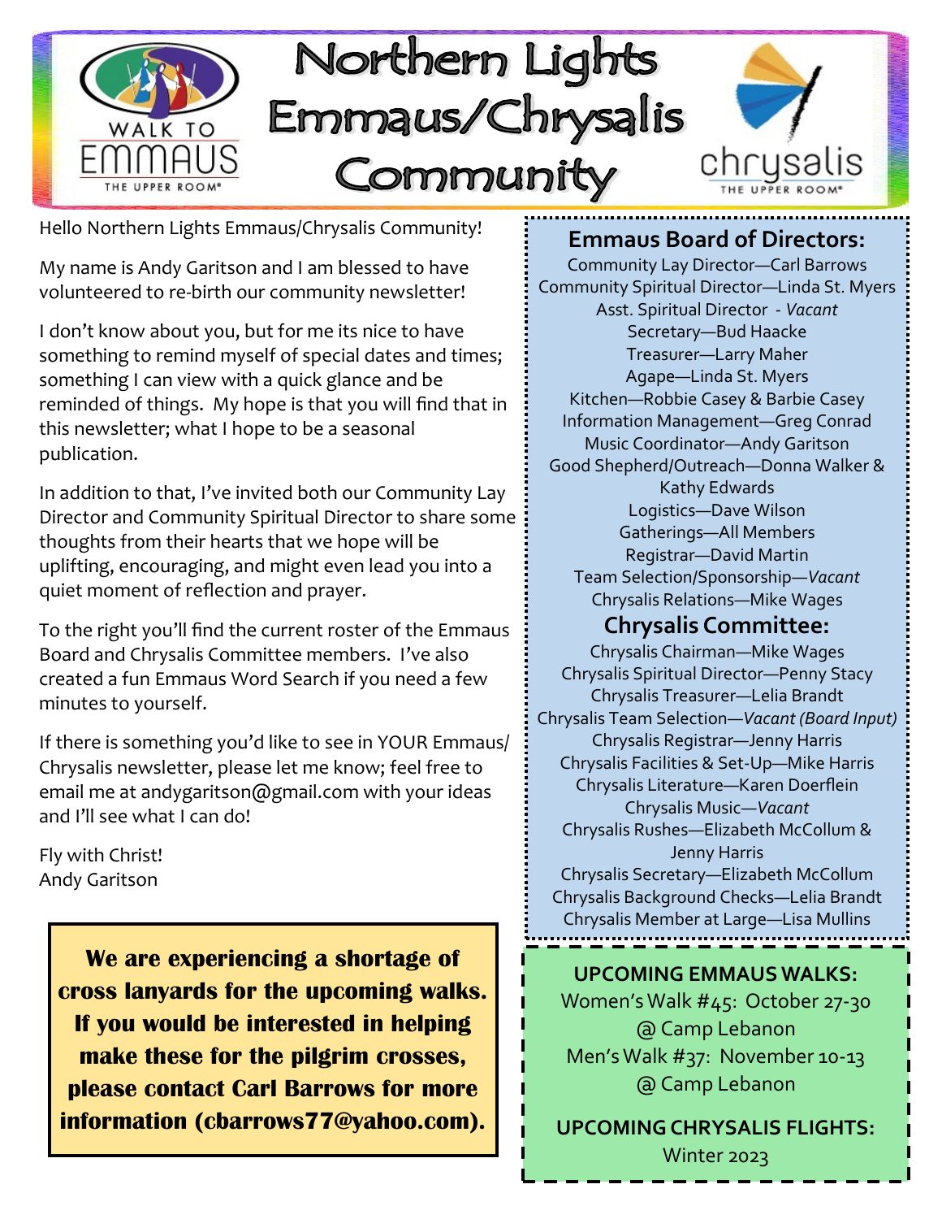# Northern Lights Emmaus/Chrysalis Community

Hello Northern Lights Emmaus/Chrysalis Community!

My name is Andy Garitson and I am blessed to have volunteered to re-birth our community newsletter!

I don't know about you, but for me its nice to have something to remind myself of special dates and times; something I can view with a quick glance and be reminded of things. My hope is that you will find that in this newsletter; what I hope to be a seasonal publication.

In addition to that, I've invited both our Community Lay Director and Community Spiritual Director to share some thoughts from their hearts that we hope will be uplifting, encouraging, and might even lead you into a quiet moment of reflection and prayer.

To the right you'll find the current roster of the Emmaus Board and Chrysalis Committee members. I've also created a fun Emmaus Word Search if you need a few minutes to yourself.

If there is something you'd like to see in YOUR Emmaus/ Chrysalis newsletter, please let me know; feel free to email me at andygaritson@gmail.com with your ideas and I'll see what I can do!

Fly with Christ!
Andy Garitson

**We are experiencing a shortage of cross lanyards for the upcoming walks. If you would be interested in helping make these for the pilgrim crosses, please contact Carl Barrows for more information (cbarrows77@yahoo.com).**

## Emmaus Board of Directors:

Community Lay Director—Carl Barrows
Community Spiritual Director—Linda St. Myers
Asst. Spiritual Director - *Vacant*
Secretary—Bud Haacke
Treasurer—Larry Maher
Agape—Linda St. Myers
Kitchen—Robbie Casey & Barbie Casey
Information Management—Greg Conrad
Music Coordinator—Andy Garitson
Good Shepherd/Outreach—Donna Walker & Kathy Edwards
Logistics—Dave Wilson
Gatherings—All Members
Registrar—David Martin
Team Selection/Sponsorship—*Vacant*
Chrysalis Relations—Mike Wages

## Chrysalis Committee:

Chrysalis Chairman—Mike Wages
Chrysalis Spiritual Director—Penny Stacy
Chrysalis Treasurer—Lelia Brandt
Chrysalis Team Selection—*Vacant (Board Input)*
Chrysalis Registrar—Jenny Harris
Chrysalis Facilities & Set-Up—Mike Harris
Chrysalis Literature—Karen Doerflein
Chrysalis Music—*Vacant*
Chrysalis Rushes—Elizabeth McCollum & Jenny Harris
Chrysalis Secretary—Elizabeth McCollum
Chrysalis Background Checks—Lelia Brandt
Chrysalis Member at Large—Lisa Mullins

## UPCOMING EMMAUS WALKS:

Women's Walk #45: October 27-30 @ Camp Lebanon
Men's Walk #37: November 10-13 @ Camp Lebanon

## UPCOMING CHRYSALIS FLIGHTS:

Winter 2023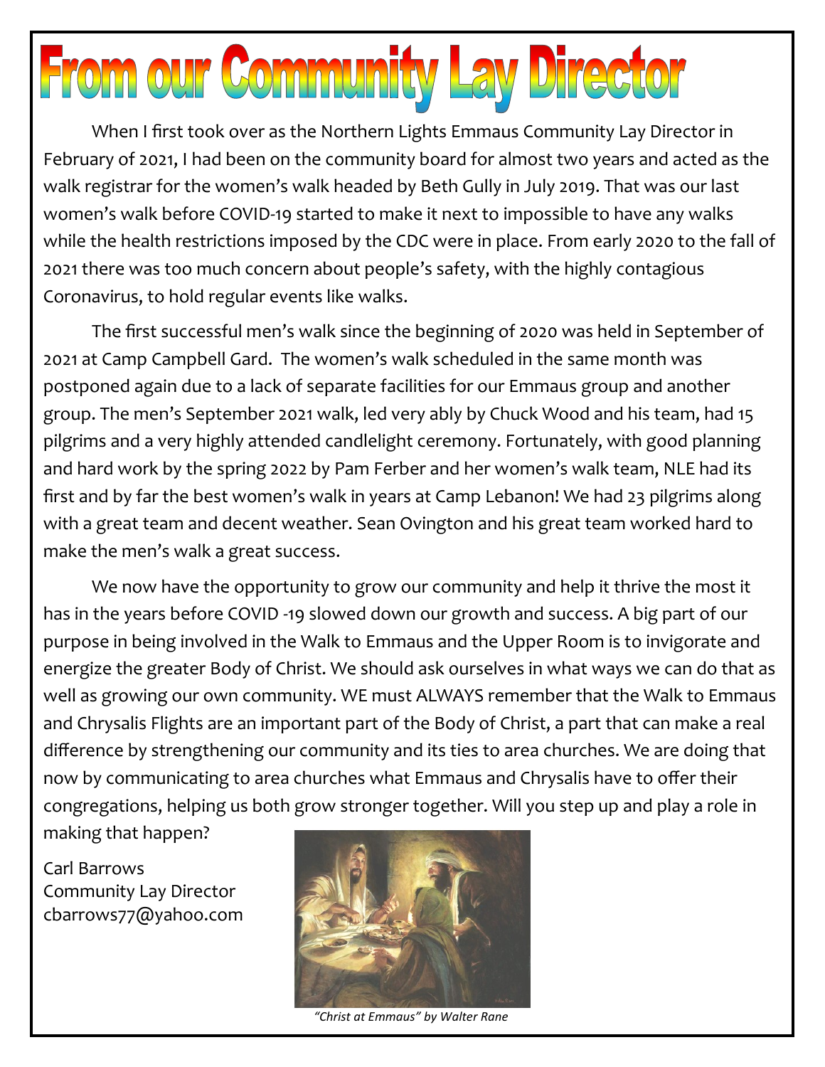# From our Community Lay Director

When I first took over as the Northern Lights Emmaus Community Lay Director in February of 2021, I had been on the community board for almost two years and acted as the walk registrar for the women's walk headed by Beth Gully in July 2019. That was our last women's walk before COVID-19 started to make it next to impossible to have any walks while the health restrictions imposed by the CDC were in place. From early 2020 to the fall of 2021 there was too much concern about people's safety, with the highly contagious Coronavirus, to hold regular events like walks.

The first successful men's walk since the beginning of 2020 was held in September of 2021 at Camp Campbell Gard. The women's walk scheduled in the same month was postponed again due to a lack of separate facilities for our Emmaus group and another group. The men's September 2021 walk, led very ably by Chuck Wood and his team, had 15 pilgrims and a very highly attended candlelight ceremony. Fortunately, with good planning and hard work by the spring 2022 by Pam Ferber and her women's walk team, NLE had its first and by far the best women's walk in years at Camp Lebanon! We had 23 pilgrims along with a great team and decent weather. Sean Ovington and his great team worked hard to make the men's walk a great success.

We now have the opportunity to grow our community and help it thrive the most it has in the years before COVID -19 slowed down our growth and success. A big part of our purpose in being involved in the Walk to Emmaus and the Upper Room is to invigorate and energize the greater Body of Christ. We should ask ourselves in what ways we can do that as well as growing our own community. WE must ALWAYS remember that the Walk to Emmaus and Chrysalis Flights are an important part of the Body of Christ, a part that can make a real difference by strengthening our community and its ties to area churches. We are doing that now by communicating to area churches what Emmaus and Chrysalis have to offer their congregations, helping us both grow stronger together. Will you step up and play a role in making that happen?

Carl Barrows
Community Lay Director
cbarrows77@yahoo.com

*"Christ at Emmaus" by Walter Rane*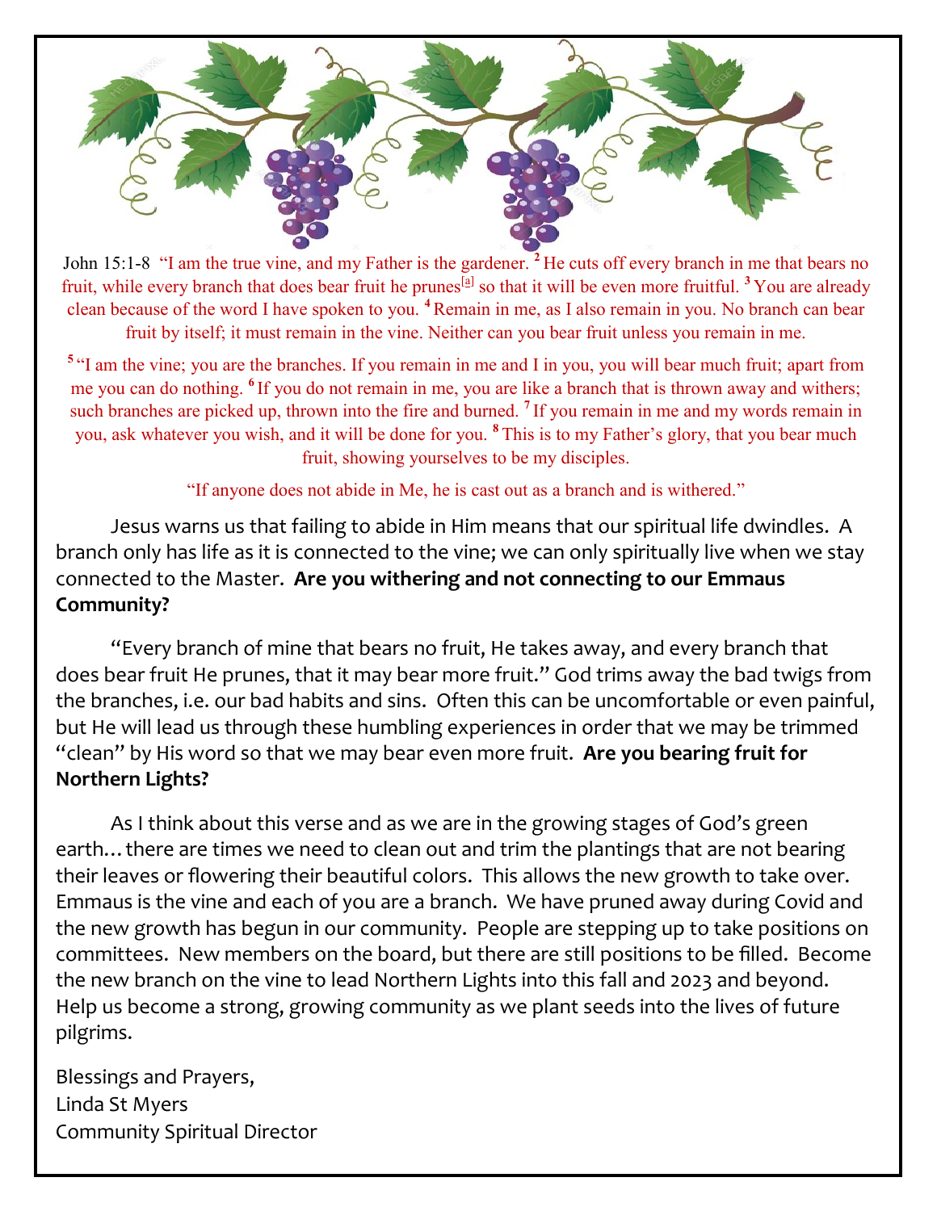John 15:1-8 "I am the true vine, and my Father is the gardener. [2] He cuts off every branch in me that bears no fruit, while every branch that does bear fruit he prunes[a] so that it will be even more fruitful. [3] You are already clean because of the word I have spoken to you. [4] Remain in me, as I also remain in you. No branch can bear fruit by itself; it must remain in the vine. Neither can you bear fruit unless you remain in me.

[5] "I am the vine; you are the branches. If you remain in me and I in you, you will bear much fruit; apart from me you can do nothing. [6] If you do not remain in me, you are like a branch that is thrown away and withers; such branches are picked up, thrown into the fire and burned. [7] If you remain in me and my words remain in you, ask whatever you wish, and it will be done for you. [8] This is to my Father's glory, that you bear much fruit, showing yourselves to be my disciples.

"If anyone does not abide in Me, he is cast out as a branch and is withered."

Jesus warns us that failing to abide in Him means that our spiritual life dwindles. A branch only has life as it is connected to the vine; we can only spiritually live when we stay connected to the Master. **Are you withering and not connecting to our Emmaus Community?**

"Every branch of mine that bears no fruit, He takes away, and every branch that does bear fruit He prunes, that it may bear more fruit." God trims away the bad twigs from the branches, i.e. our bad habits and sins. Often this can be uncomfortable or even painful, but He will lead us through these humbling experiences in order that we may be trimmed "clean" by His word so that we may bear even more fruit. **Are you bearing fruit for Northern Lights?**

As I think about this verse and as we are in the growing stages of God's green earth…there are times we need to clean out and trim the plantings that are not bearing their leaves or flowering their beautiful colors. This allows the new growth to take over. Emmaus is the vine and each of you are a branch. We have pruned away during Covid and the new growth has begun in our community. People are stepping up to take positions on committees. New members on the board, but there are still positions to be filled. Become the new branch on the vine to lead Northern Lights into this fall and 2023 and beyond. Help us become a strong, growing community as we plant seeds into the lives of future pilgrims.

Blessings and Prayers,
Linda St Myers
Community Spiritual Director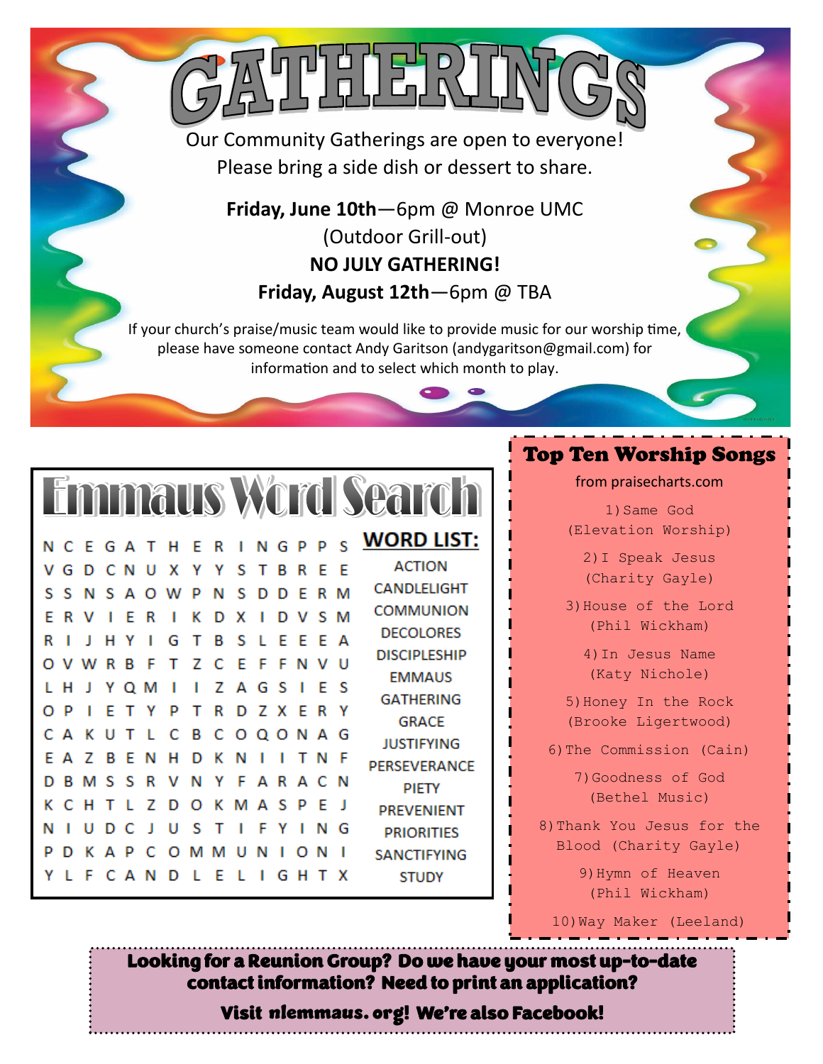# GATHERINGS

Our Community Gatherings are open to everyone!
Please bring a side dish or dessert to share.

**Friday, June 10th**—6pm @ Monroe UMC
(Outdoor Grill-out)

**NO JULY GATHERING!**

**Friday, August 12th**—6pm @ TBA

If your church's praise/music team would like to provide music for our worship time, please have someone contact Andy Garitson (andygaritson@gmail.com) for information and to select which month to play.

# Emmaus Word Search

```
N C E G A T H E R I N G P P S
V G D C N U X Y Y S T B R E E
S S N S A O W P N S D D E R M
E R V I E R I K D X I D V S M
R I J H Y I G T B S L E E E A
O V W R B F T Z C E F F N V U
L H J Y Q M I I Z A G S I E S
O P I E T Y P T R D Z X E R Y
C A K U T L C B C O Q O N A G
E A Z B E N H D K N I I T N F
D B M S S R V N Y F A R A C N
K C H T L Z D O K M A S P E J
N I U D C J U S T I F Y I N G
P D K A P C O M M U N I O N I
Y L F C A N D L E L I G H T X
```

**WORD LIST:**

- ACTION
- CANDLELIGHT
- COMMUNION
- DECOLORES
- DISCIPLESHIP
- EMMAUS
- GATHERING
- GRACE
- JUSTIFYING
- PERSEVERANCE
- PIETY
- PREVENIENT
- PRIORITIES
- SANCTIFYING
- STUDY

## Top Ten Worship Songs

from praisecharts.com

1) Same God (Elevation Worship)
2) I Speak Jesus (Charity Gayle)
3) House of the Lord (Phil Wickham)
4) In Jesus Name (Katy Nichole)
5) Honey In the Rock (Brooke Ligertwood)
6) The Commission (Cain)
7) Goodness of God (Bethel Music)
8) Thank You Jesus for the Blood (Charity Gayle)
9) Hymn of Heaven (Phil Wickham)
10) Way Maker (Leeland)

**Looking for a Reunion Group? Do we have your most up-to-date contact information? Need to print an application?**

**Visit nlemmaus.org! We're also Facebook!**